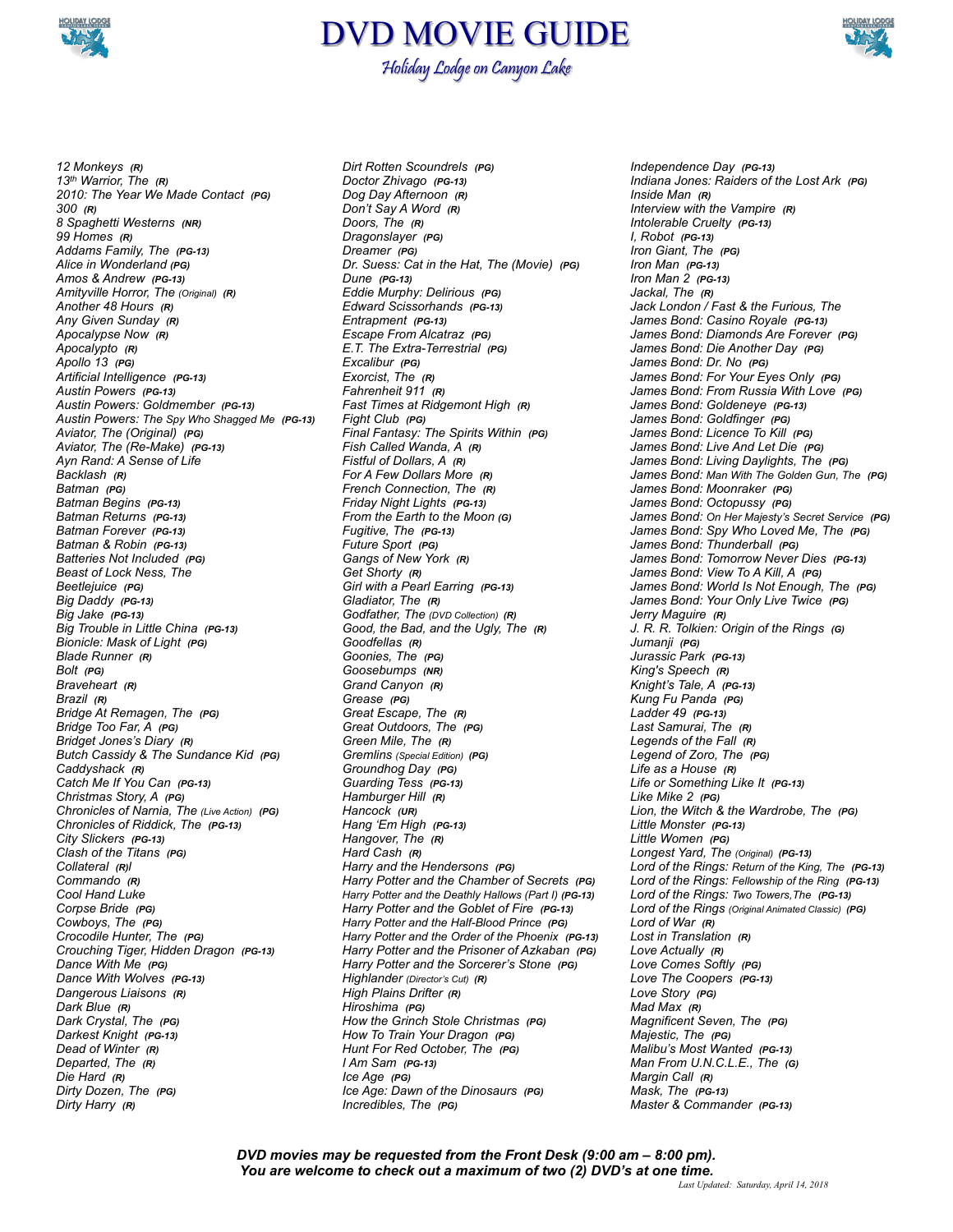# DVD MOVIE GUIDE

*Holiday Lodge on Canyon Lake*

*12 Monkeys* ***(R)***
*13th Warrior, The* ***(R)***
*2010: The Year We Made Contact* ***(PG)***
*300* ***(R)***
*8 Spaghetti Westerns* ***(NR)***
*99 Homes* ***(R)***
*Addams Family, The* ***(PG-13)***
*Alice in Wonderland* ***(PG)***
*Amos & Andrew* ***(PG-13)***
*Amityville Horror, The (Original)* ***(R)***
*Another 48 Hours* ***(R)***
*Any Given Sunday* ***(R)***
*Apocalypse Now* ***(R)***
*Apocalypto* ***(R)***
*Apollo 13* ***(PG)***
*Artificial Intelligence* ***(PG-13)***
*Austin Powers* ***(PG-13)***
*Austin Powers: Goldmember* ***(PG-13)***
*Austin Powers: The Spy Who Shagged Me* ***(PG-13)***
*Aviator, The (Original)* ***(PG)***
*Aviator, The (Re-Make)* ***(PG-13)***
*Ayn Rand: A Sense of Life*
*Backlash* ***(R)***
*Batman* ***(PG)***
*Batman Begins* ***(PG-13)***
*Batman Returns* ***(PG-13)***
*Batman Forever* ***(PG-13)***
*Batman & Robin* ***(PG-13)***
*Batteries Not Included* ***(PG)***
*Beast of Lock Ness, The*
*Beetlejuice* ***(PG)***
*Big Daddy* ***(PG-13)***
*Big Jake* ***(PG-13)***
*Big Trouble in Little China* ***(PG-13)***
*Bionicle: Mask of Light* ***(PG)***
*Blade Runner* ***(R)***
*Bolt* ***(PG)***
*Braveheart* ***(R)***
*Brazil* ***(R)***
*Bridge At Remagen, The* ***(PG)***
*Bridge Too Far, A* ***(PG)***
*Bridget Jones's Diary* ***(R)***
*Butch Cassidy & The Sundance Kid* ***(PG)***
*Caddyshack* ***(R)***
*Catch Me If You Can* ***(PG-13)***
*Christmas Story, A* ***(PG)***
*Chronicles of Narnia, The (Live Action)* ***(PG)***
*Chronicles of Riddick, The* ***(PG-13)***
*City Slickers* ***(PG-13)***
*Clash of the Titans* ***(PG)***
*Collateral* ***(R)l***
*Commando* ***(R)***
*Cool Hand Luke*
*Corpse Bride* ***(PG)***
*Cowboys, The* ***(PG)***
*Crocodile Hunter, The* ***(PG)***
*Crouching Tiger, Hidden Dragon* ***(PG-13)***
*Dance With Me* ***(PG)***
*Dance With Wolves* ***(PG-13)***
*Dangerous Liaisons* ***(R)***
*Dark Blue* ***(R)***
*Dark Crystal, The* ***(PG)***
*Darkest Knight* ***(PG-13)***
*Dead of Winter* ***(R)***
*Departed, The* ***(R)***
*Die Hard* ***(R)***
*Dirty Dozen, The* ***(PG)***
*Dirty Harry* ***(R)***
*Dirt Rotten Scoundrels* ***(PG)***
*Doctor Zhivago* ***(PG-13)***
*Dog Day Afternoon* ***(R)***
*Don't Say A Word* ***(R)***
*Doors, The* ***(R)***
*Dragonslayer* ***(PG)***
*Dreamer* ***(PG)***
*Dr. Suess: Cat in the Hat, The (Movie)* ***(PG)***
*Dune* ***(PG-13)***
*Eddie Murphy: Delirious* ***(PG)***
*Edward Scissorhands* ***(PG-13)***
*Entrapment* ***(PG-13)***
*Escape From Alcatraz* ***(PG)***
*E.T. The Extra-Terrestrial* ***(PG)***
*Excalibur* ***(PG)***
*Exorcist, The* ***(R)***
*Fahrenheit 911* ***(R)***
*Fast Times at Ridgemont High* ***(R)***
*Fight Club* ***(PG)***
*Final Fantasy: The Spirits Within* ***(PG)***
*Fish Called Wanda, A* ***(R)***
*Fistful of Dollars, A* ***(R)***
*For A Few Dollars More* ***(R)***
*French Connection, The* ***(R)***
*Friday Night Lights* ***(PG-13)***
*From the Earth to the Moon* ***(G)***
*Fugitive, The* ***(PG-13)***
*Future Sport* ***(PG)***
*Gangs of New York* ***(R)***
*Get Shorty* ***(R)***
*Girl with a Pearl Earring* ***(PG-13)***
*Gladiator, The* ***(R)***
*Godfather, The (DVD Collection)* ***(R)***
*Good, the Bad, and the Ugly, The* ***(R)***
*Goodfellas* ***(R)***
*Goonies, The* ***(PG)***
*Goosebumps* ***(NR)***
*Grand Canyon* ***(R)***
*Grease* ***(PG)***
*Great Escape, The* ***(R)***
*Great Outdoors, The* ***(PG)***
*Green Mile, The* ***(R)***
*Gremlins (Special Edition)* ***(PG)***
*Groundhog Day* ***(PG)***
*Guarding Tess* ***(PG-13)***
*Hamburger Hill* ***(R)***
*Hancock* ***(UR)***
*Hang 'Em High* ***(PG-13)***
*Hangover, The* ***(R)***
*Hard Cash* ***(R)***
*Harry and the Hendersons* ***(PG)***
*Harry Potter and the Chamber of Secrets* ***(PG)***
*Harry Potter and the Deathly Hallows (Part I)* ***(PG-13)***
*Harry Potter and the Goblet of Fire* ***(PG-13)***
*Harry Potter and the Half-Blood Prince* ***(PG)***
*Harry Potter and the Order of the Phoenix* ***(PG-13)***
*Harry Potter and the Prisoner of Azkaban* ***(PG)***
*Harry Potter and the Sorcerer's Stone* ***(PG)***
*Highlander (Director's Cut)* ***(R)***
*High Plains Drifter* ***(R)***
*Hiroshima* ***(PG)***
*How the Grinch Stole Christmas* ***(PG)***
*How To Train Your Dragon* ***(PG)***
*Hunt For Red October, The* ***(PG)***
*I Am Sam* ***(PG-13)***
*Ice Age* ***(PG)***
*Ice Age: Dawn of the Dinosaurs* ***(PG)***
*Incredibles, The* ***(PG)***
*Independence Day* ***(PG-13)***
*Indiana Jones: Raiders of the Lost Ark* ***(PG)***
*Inside Man* ***(R)***
*Interview with the Vampire* ***(R)***
*Intolerable Cruelty* ***(PG-13)***
*I, Robot* ***(PG-13)***
*Iron Giant, The* ***(PG)***
*Iron Man* ***(PG-13)***
*Iron Man 2* ***(PG-13)***
*Jackal, The* ***(R)***
*Jack London / Fast & the Furious, The*
*James Bond: Casino Royale* ***(PG-13)***
*James Bond: Diamonds Are Forever* ***(PG)***
*James Bond: Die Another Day* ***(PG)***
*James Bond: Dr. No* ***(PG)***
*James Bond: For Your Eyes Only* ***(PG)***
*James Bond: From Russia With Love* ***(PG)***
*James Bond: Goldeneye* ***(PG-13)***
*James Bond: Goldfinger* ***(PG)***
*James Bond: Licence To Kill* ***(PG)***
*James Bond: Live And Let Die* ***(PG)***
*James Bond: Living Daylights, The* ***(PG)***
*James Bond: Man With The Golden Gun, The* ***(PG)***
*James Bond: Moonraker* ***(PG)***
*James Bond: Octopussy* ***(PG)***
*James Bond: On Her Majesty's Secret Service* ***(PG)***
*James Bond: Spy Who Loved Me, The* ***(PG)***
*James Bond: Thunderball* ***(PG)***
*James Bond: Tomorrow Never Dies* ***(PG-13)***
*James Bond: View To A Kill, A* ***(PG)***
*James Bond: World Is Not Enough, The* ***(PG)***
*James Bond: Your Only Live Twice* ***(PG)***
*Jerry Maguire* ***(R)***
*J. R. R. Tolkien: Origin of the Rings* ***(G)***
*Jumanji* ***(PG)***
*Jurassic Park* ***(PG-13)***
*King's Speech* ***(R)***
*Knight's Tale, A* ***(PG-13)***
*Kung Fu Panda* ***(PG)***
*Ladder 49* ***(PG-13)***
*Last Samurai, The* ***(R)***
*Legends of the Fall* ***(R)***
*Legend of Zoro, The* ***(PG)***
*Life as a House* ***(R)***
*Life or Something Like It* ***(PG-13)***
*Like Mike 2* ***(PG)***
*Lion, the Witch & the Wardrobe, The* ***(PG)***
*Little Monster* ***(PG-13)***
*Little Women* ***(PG)***
*Longest Yard, The (Original)* ***(PG-13)***
*Lord of the Rings: Return of the King, The* ***(PG-13)***
*Lord of the Rings: Fellowship of the Ring* ***(PG-13)***
*Lord of the Rings: Two Towers,The* ***(PG-13)***
*Lord of the Rings (Original Animated Classic)* ***(PG)***
*Lord of War* ***(R)***
*Lost in Translation* ***(R)***
*Love Actually* ***(R)***
*Love Comes Softly* ***(PG)***
*Love The Coopers* ***(PG-13)***
*Love Story* ***(PG)***
*Mad Max* ***(R)***
*Magnificent Seven, The* ***(PG)***
*Majestic, The* ***(PG)***
*Malibu's Most Wanted* ***(PG-13)***
*Man From U.N.C.L.E., The* ***(G)***
*Margin Call* ***(R)***
*Mask, The* ***(PG-13)***
*Master & Commander* ***(PG-13)***

***DVD movies may be requested from the Front Desk (9:00 am – 8:00 pm).***
***You are welcome to check out a maximum of two (2) DVD's at one time.***

*Last Updated: Saturday, April 14, 2018*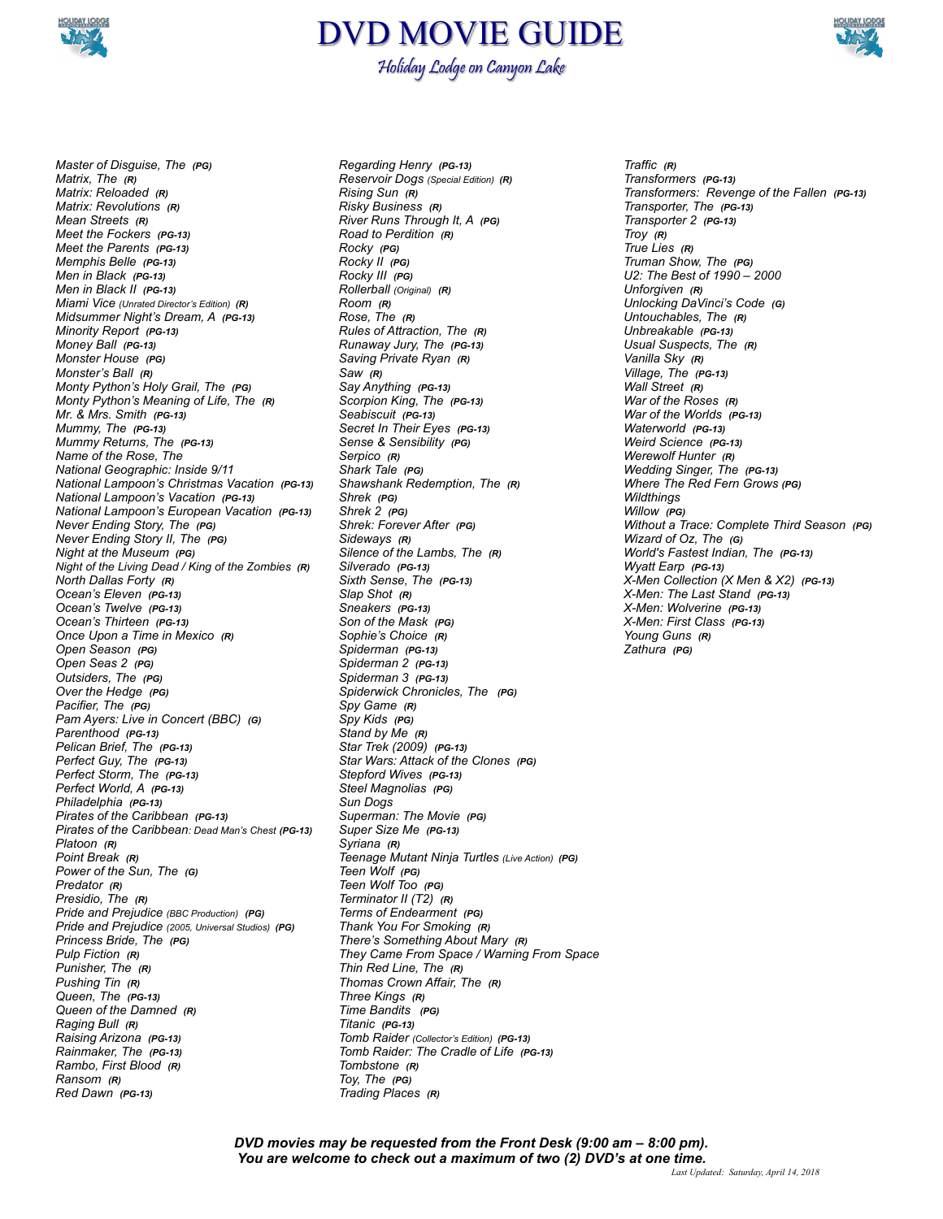# DVD MOVIE GUIDE

*Holiday Lodge on Canyon Lake*

*Master of Disguise, The* ***(PG)***
*Matrix, The* ***(R)***
*Matrix: Reloaded* ***(R)***
*Matrix: Revolutions* ***(R)***
*Mean Streets* ***(R)***
*Meet the Fockers* ***(PG-13)***
*Meet the Parents* ***(PG-13)***
*Memphis Belle* ***(PG-13)***
*Men in Black* ***(PG-13)***
*Men in Black II* ***(PG-13)***
*Miami Vice (Unrated Director's Edition)* ***(R)***
*Midsummer Night's Dream, A* ***(PG-13)***
*Minority Report* ***(PG-13)***
*Money Ball* ***(PG-13)***
*Monster House* ***(PG)***
*Monster's Ball* ***(R)***
*Monty Python's Holy Grail, The* ***(PG)***
*Monty Python's Meaning of Life, The* ***(R)***
*Mr. & Mrs. Smith* ***(PG-13)***
*Mummy, The* ***(PG-13)***
*Mummy Returns, The* ***(PG-13)***
*Name of the Rose, The*
*National Geographic: Inside 9/11*
*National Lampoon's Christmas Vacation* ***(PG-13)***
*National Lampoon's Vacation* ***(PG-13)***
*National Lampoon's European Vacation* ***(PG-13)***
*Never Ending Story, The* ***(PG)***
*Never Ending Story II, The* ***(PG)***
*Night at the Museum* ***(PG)***
*Night of the Living Dead / King of the Zombies* ***(R)***
*North Dallas Forty* ***(R)***
*Ocean's Eleven* ***(PG-13)***
*Ocean's Twelve* ***(PG-13)***
*Ocean's Thirteen* ***(PG-13)***
*Once Upon a Time in Mexico* ***(R)***
*Open Season* ***(PG)***
*Open Seas 2* ***(PG)***
*Outsiders, The* ***(PG)***
*Over the Hedge* ***(PG)***
*Pacifier, The* ***(PG)***
*Pam Ayers: Live in Concert (BBC)* ***(G)***
*Parenthood* ***(PG-13)***
*Pelican Brief, The* ***(PG-13)***
*Perfect Guy, The* ***(PG-13)***
*Perfect Storm, The* ***(PG-13)***
*Perfect World, A* ***(PG-13)***
*Philadelphia* ***(PG-13)***
*Pirates of the Caribbean* ***(PG-13)***
*Pirates of the Caribbean: Dead Man's Chest* ***(PG-13)***
*Platoon* ***(R)***
*Point Break* ***(R)***
*Power of the Sun, The* ***(G)***
*Predator* ***(R)***
*Presidio, The* ***(R)***
*Pride and Prejudice (BBC Production)* ***(PG)***
*Pride and Prejudice (2005, Universal Studios)* ***(PG)***
*Princess Bride, The* ***(PG)***
*Pulp Fiction* ***(R)***
*Punisher, The* ***(R)***
*Pushing Tin* ***(R)***
*Queen, The* ***(PG-13)***
*Queen of the Damned* ***(R)***
*Raging Bull* ***(R)***
*Raising Arizona* ***(PG-13)***
*Rainmaker, The* ***(PG-13)***
*Rambo, First Blood* ***(R)***
*Ransom* ***(R)***
*Red Dawn* ***(PG-13)***
*Regarding Henry* ***(PG-13)***
*Reservoir Dogs (Special Edition)* ***(R)***
*Rising Sun* ***(R)***
*Risky Business* ***(R)***
*River Runs Through It, A* ***(PG)***
*Road to Perdition* ***(R)***
*Rocky* ***(PG)***
*Rocky II* ***(PG)***
*Rocky III* ***(PG)***
*Rollerball (Original)* ***(R)***
*Room* ***(R)***
*Rose, The* ***(R)***
*Rules of Attraction, The* ***(R)***
*Runaway Jury, The* ***(PG-13)***
*Saving Private Ryan* ***(R)***
*Saw* ***(R)***
*Say Anything* ***(PG-13)***
*Scorpion King, The* ***(PG-13)***
*Seabiscuit* ***(PG-13)***
*Secret In Their Eyes* ***(PG-13)***
*Sense & Sensibility* ***(PG)***
*Serpico* ***(R)***
*Shark Tale* ***(PG)***
*Shawshank Redemption, The* ***(R)***
*Shrek* ***(PG)***
*Shrek 2* ***(PG)***
*Shrek: Forever After* ***(PG)***
*Sideways* ***(R)***
*Silence of the Lambs, The* ***(R)***
*Silverado* ***(PG-13)***
*Sixth Sense, The* ***(PG-13)***
*Slap Shot* ***(R)***
*Sneakers* ***(PG-13)***
*Son of the Mask* ***(PG)***
*Sophie's Choice* ***(R)***
*Spiderman* ***(PG-13)***
*Spiderman 2* ***(PG-13)***
*Spiderman 3* ***(PG-13)***
*Spiderwick Chronicles, The* ***(PG)***
*Spy Game* ***(R)***
*Spy Kids* ***(PG)***
*Stand by Me* ***(R)***
*Star Trek (2009)* ***(PG-13)***
*Star Wars: Attack of the Clones* ***(PG)***
*Stepford Wives* ***(PG-13)***
*Steel Magnolias* ***(PG)***
*Sun Dogs*
*Superman: The Movie* ***(PG)***
*Super Size Me* ***(PG-13)***
*Syriana* ***(R)***
*Teenage Mutant Ninja Turtles (Live Action)* ***(PG)***
*Teen Wolf* ***(PG)***
*Teen Wolf Too* ***(PG)***
*Terminator II (T2)* ***(R)***
*Terms of Endearment* ***(PG)***
*Thank You For Smoking* ***(R)***
*There's Something About Mary* ***(R)***
*They Came From Space / Warning From Space*
*Thin Red Line, The* ***(R)***
*Thomas Crown Affair, The* ***(R)***
*Three Kings* ***(R)***
*Time Bandits* ***(PG)***
*Titanic* ***(PG-13)***
*Tomb Raider (Collector's Edition)* ***(PG-13)***
*Tomb Raider: The Cradle of Life* ***(PG-13)***
*Tombstone* ***(R)***
*Toy, The* ***(PG)***
*Trading Places* ***(R)***
*Traffic* ***(R)***
*Transformers* ***(PG-13)***
*Transformers: Revenge of the Fallen* ***(PG-13)***
*Transporter, The* ***(PG-13)***
*Transporter 2* ***(PG-13)***
*Troy* ***(R)***
*True Lies* ***(R)***
*Truman Show, The* ***(PG)***
*U2: The Best of 1990 – 2000*
*Unforgiven* ***(R)***
*Unlocking DaVinci's Code* ***(G)***
*Untouchables, The* ***(R)***
*Unbreakable* ***(PG-13)***
*Usual Suspects, The* ***(R)***
*Vanilla Sky* ***(R)***
*Village, The* ***(PG-13)***
*Wall Street* ***(R)***
*War of the Roses* ***(R)***
*War of the Worlds* ***(PG-13)***
*Waterworld* ***(PG-13)***
*Weird Science* ***(PG-13)***
*Werewolf Hunter* ***(R)***
*Wedding Singer, The* ***(PG-13)***
*Where The Red Fern Grows* ***(PG)***
*Wildthings*
*Willow* ***(PG)***
*Without a Trace: Complete Third Season* ***(PG)***
*Wizard of Oz, The* ***(G)***
*World's Fastest Indian, The* ***(PG-13)***
*Wyatt Earp* ***(PG-13)***
*X-Men Collection (X Men & X2)* ***(PG-13)***
*X-Men: The Last Stand* ***(PG-13)***
*X-Men: Wolverine* ***(PG-13)***
*X-Men: First Class* ***(PG-13)***
*Young Guns* ***(R)***
*Zathura* ***(PG)***

***DVD movies may be requested from the Front Desk (9:00 am – 8:00 pm).***
***You are welcome to check out a maximum of two (2) DVD's at one time.***

*Last Updated: Saturday, April 14, 2018*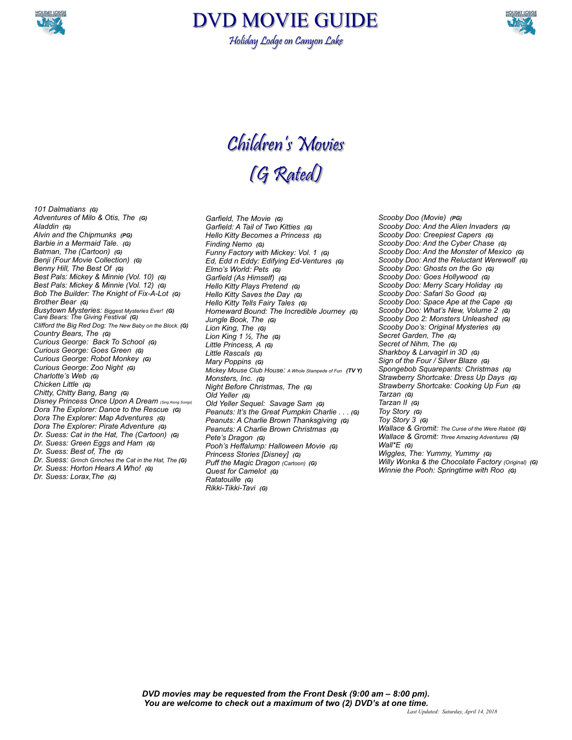# DVD MOVIE GUIDE

*Holiday Lodge on Canyon Lake*

## *Children's Movies (G Rated)*

*101 Dalmatians* ***(G)***
*Adventures of Milo & Otis, The* ***(G)***
*Aladdin* ***(G)***
*Alvin and the Chipmunks* ***(PG)***
*Barbie in a Mermaid Tale.* ***(G)***
*Batman, The (Cartoon)* ***(G)***
*Benji (Four Movie Collection)* ***(G)***
*Benny Hill, The Best Of* ***(G)***
*Best Pals: Mickey & Minnie (Vol. 10)* ***(G)***
*Best Pals: Mickey & Minnie (Vol. 12)* ***(G)***
*Bob The Builder: The Knight of Fix-A-Lot* ***(G)***
*Brother Bear* ***(G)***
*Busytown Mysteries: Biggest Mysteries Ever!* ***(G)***
*Care Bears: The Giving Festival* ***(G)***
*Clifford the Big Red Dog: The New Baby on the Block.* ***(G)***
*Country Bears, The* ***(G)***
*Curious George: Back To School* ***(G)***
*Curious George: Goes Green* ***(G)***
*Curious George: Robot Monkey* ***(G)***
*Curious George: Zoo Night* ***(G)***
*Charlotte's Web* ***(G)***
*Chicken Little* ***(G)***
*Chitty, Chitty Bang, Bang* ***(G)***
*Disney Princess Once Upon A Dream (Sing Along Songs)*
*Dora The Explorer: Dance to the Rescue* ***(G)***
*Dora The Explorer: Map Adventures* ***(G)***
*Dora The Explorer: Pirate Adventure* ***(G)***
*Dr. Suess: Cat in the Hat, The (Cartoon)* ***(G)***
*Dr. Suess: Green Eggs and Ham* ***(G)***
*Dr. Suess: Best of, The* ***(G)***
*Dr. Suess: Grinch Grinches the Cat in the Hat, The* ***(G)***
*Dr. Suess: Horton Hears A Who!* ***(G)***
*Dr. Suess: Lorax,The* ***(G)***
*Garfield, The Movie* ***(G)***
*Garfield: A Tail of Two Kitties* ***(G)***
*Hello Kitty Becomes a Princess* ***(G)***
*Finding Nemo* ***(G)***
*Funny Factory with Mickey: Vol. 1* ***(G)***
*Ed, Edd n Eddy: Edifying Ed-Ventures* ***(G)***
*Elmo's World: Pets* ***(G)***
*Garfield (As Himself)* ***(G)***
*Hello Kitty Plays Pretend* ***(G)***
*Hello Kitty Saves the Day* ***(G)***
*Hello Kitty Tells Fairy Tales* ***(G)***
*Homeward Bound: The Incredible Journey* ***(G)***
*Jungle Book, The* ***(G)***
*Lion King, The* ***(G)***
*Lion King 1 ½, The* ***(G)***
*Little Princess, A* ***(G)***
*Little Rascals* ***(G)***
*Mary Poppins* ***(G)***
*Mickey Mouse Club House: A Whole Stampede of Fun* ***(TV Y)***
*Monsters, Inc.* ***(G)***
*Night Before Christmas, The* ***(G)***
*Old Yeller* ***(G)***
*Old Yeller Sequel: Savage Sam* ***(G)***
*Peanuts: It's the Great Pumpkin Charlie . . .* ***(G)***
*Peanuts: A Charlie Brown Thanksgiving* ***(G)***
*Peanuts: A Charlie Brown Christmas* ***(G)***
*Pete's Dragon* ***(G)***
*Pooh's Heffalump: Halloween Movie* ***(G)***
*Princess Stories [Disney]* ***(G)***
*Puff the Magic Dragon (Cartoon)* ***(G)***
*Quest for Camelot* ***(G)***
*Ratatouille* ***(G)***
*Rikki-Tikki-Tavi* ***(G)***
*Scooby Doo (Movie)* ***(PG)***
*Scooby Doo: And the Alien Invaders* ***(G)***
*Scooby Doo: Creepiest Capers* ***(G)***
*Scooby Doo: And the Cyber Chase* ***(G)***
*Scooby Doo: And the Monster of Mexico* ***(G)***
*Scooby Doo: And the Reluctant Werewolf* ***(G)***
*Scooby Doo: Ghosts on the Go* ***(G)***
*Scooby Doo: Goes Hollywood* ***(G)***
*Scooby Doo: Merry Scary Holiday* ***(G)***
*Scooby Doo: Safari So Good* ***(G)***
*Scooby Doo: Space Ape at the Cape* ***(G)***
*Scooby Doo: What's New, Volume 2* ***(G)***
*Scooby Doo 2: Monsters Unleashed* ***(G)***
*Scooby Doo's: Original Mysteries* ***(G)***
*Secret Garden, The* ***(G)***
*Secret of Nihm, The* ***(G)***
*Sharkboy & Larvagirl in 3D* ***(G)***
*Sign of the Four / Silver Blaze* ***(G)***
*Spongebob Squarepants: Christmas* ***(G)***
*Strawberry Shortcake: Dress Up Days* ***(G)***
*Strawberry Shortcake: Cooking Up Fun* ***(G)***
*Tarzan* ***(G)***
*Tarzan II* ***(G)***
*Toy Story* ***(G)***
*Toy Story 3* ***(G)***
*Wallace & Gromit: The Curse of the Were Rabbit* ***(G)***
*Wallace & Gromit: Three Amazing Adventures* ***(G)***
*Wall\*E* ***(G)***
*Wiggles, The: Yummy, Yummy* ***(G)***
*Willy Wonka & the Chocolate Factory (Original)* ***(G)***
*Winnie the Pooh: Springtime with Roo* ***(G)***

***DVD movies may be requested from the Front Desk (9:00 am – 8:00 pm).***
***You are welcome to check out a maximum of two (2) DVD's at one time.***

*Last Updated: Saturday, April 14, 2018*